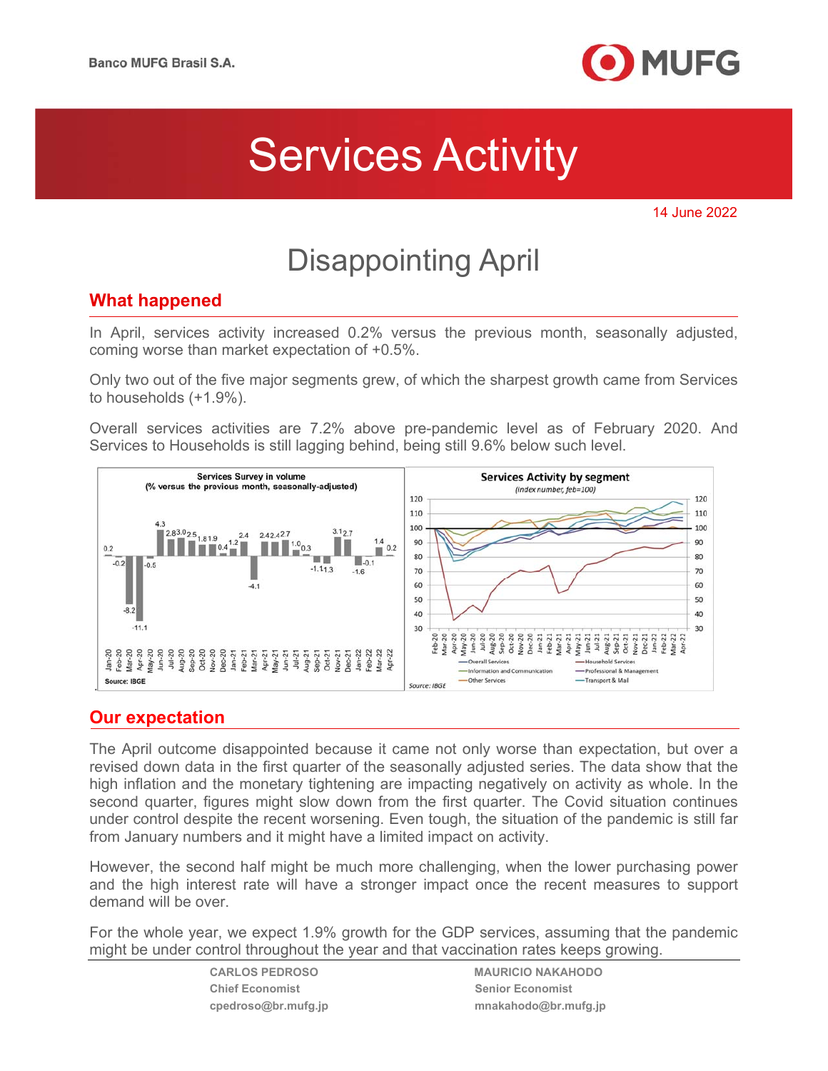Banco MUFG Brasil S.A.

# Services Activity

14 June 2022

## Disappointing April

### What happened

In April, services activity increased 0.2% versus the previous month, seasonally adjusted, coming worse than market expectation of +0.5%.

Only two out of the five major segments grew, of which the sharpest growth came from Services to households (+1.9%).

Overall services activities are 7.2% above pre-pandemic level as of February 2020. And Services to Households is still lagging behind, being still 9.6% below such level.

**Services Survey in volume**
**(% versus the previous month, seasonally-adjusted)**

| Jan-20 | Feb-20 | Mar-20 | Apr-20 | May-20 | Jun-20 | Jul-20 | Aug-20 | Sep-20 | Oct-20 | Nov-20 | Dec-20 | Jan-21 | Feb-21 | Mar-21 | Apr-21 | May-21 | Jun-21 | Jul-21 | Aug-21 | Sep-21 | Oct-21 | Nov-21 | Dec-21 | Jan-22 | Feb-22 | Mar-22 | Apr-22 |
|---|---|---|---|---|---|---|---|---|---|---|---|---|---|---|---|---|---|---|---|---|---|---|---|---|---|---|---|
| 0.2 | -0.2 | -8.2 | -11.1 | -0.5 | 4.3 | 2.8 | 3.0 | 2.5 | 1.8 | 1.9 | 0.4 | 1.2 | 2.4 | -4.1 | 2.4 | 2.4 | 2.7 | 1.0 | 0.3 | -1.1 | -1.3 | 3.1 | 2.7 | -1.6 | -0.1 | 1.4 | 0.2 |

Source: IBGE

**Services Activity by segment**
*(index number, feb=100)*

Series: Overall Services; Household Services; Information and Communication; Professional & Management; Other Services; Transport & Mail

Source: IBGE

### Our expectation

The April outcome disappointed because it came not only worse than expectation, but over a revised down data in the first quarter of the seasonally adjusted series. The data show that the high inflation and the monetary tightening are impacting negatively on activity as whole. In the second quarter, figures might slow down from the first quarter. The Covid situation continues under control despite the recent worsening. Even tough, the situation of the pandemic is still far from January numbers and it might have a limited impact on activity.

However, the second half might be much more challenging, when the lower purchasing power and the high interest rate will have a stronger impact once the recent measures to support demand will be over.

For the whole year, we expect 1.9% growth for the GDP services, assuming that the pandemic might be under control throughout the year and that vaccination rates keeps growing.

**CARLOS PEDROSO**
**Chief Economist**
**cpedroso@br.mufg.jp**

**MAURICIO NAKAHODO**
**Senior Economist**
**mnakahodo@br.mufg.jp**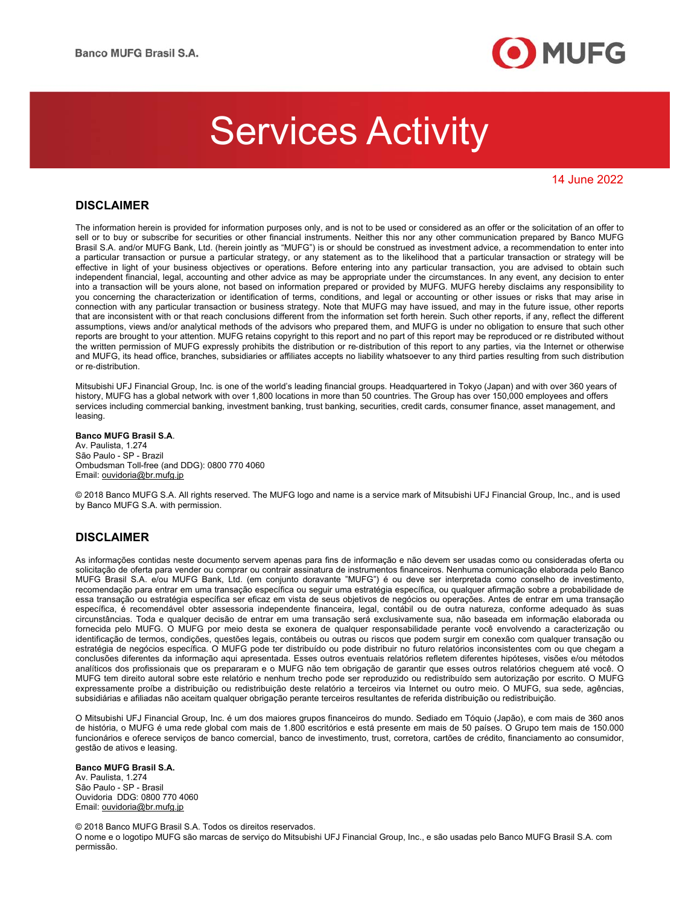Banco MUFG Brasil S.A.

# Services Activity

14 June 2022

## DISCLAIMER

The information herein is provided for information purposes only, and is not to be used or considered as an offer or the solicitation of an offer to sell or to buy or subscribe for securities or other financial instruments. Neither this nor any other communication prepared by Banco MUFG Brasil S.A. and/or MUFG Bank, Ltd. (herein jointly as "MUFG") is or should be construed as investment advice, a recommendation to enter into a particular transaction or pursue a particular strategy, or any statement as to the likelihood that a particular transaction or strategy will be effective in light of your business objectives or operations. Before entering into any particular transaction, you are advised to obtain such independent financial, legal, accounting and other advice as may be appropriate under the circumstances. In any event, any decision to enter into a transaction will be yours alone, not based on information prepared or provided by MUFG. MUFG hereby disclaims any responsibility to you concerning the characterization or identification of terms, conditions, and legal or accounting or other issues or risks that may arise in connection with any particular transaction or business strategy. Note that MUFG may have issued, and may in the future issue, other reports that are inconsistent with or that reach conclusions different from the information set forth herein. Such other reports, if any, reflect the different assumptions, views and/or analytical methods of the advisors who prepared them, and MUFG is under no obligation to ensure that such other reports are brought to your attention. MUFG retains copyright to this report and no part of this report may be reproduced or re distributed without the written permission of MUFG expressly prohibits the distribution or re-distribution of this report to any parties, via the Internet or otherwise and MUFG, its head office, branches, subsidiaries or affiliates accepts no liability whatsoever to any third parties resulting from such distribution or re-distribution.

Mitsubishi UFJ Financial Group, Inc. is one of the world's leading financial groups. Headquartered in Tokyo (Japan) and with over 360 years of history, MUFG has a global network with over 1,800 locations in more than 50 countries. The Group has over 150,000 employees and offers services including commercial banking, investment banking, trust banking, securities, credit cards, consumer finance, asset management, and leasing.

**Banco MUFG Brasil S.A**.
Av. Paulista, 1.274
São Paulo - SP - Brazil
Ombudsman Toll-free (and DDG): 0800 770 4060
Email: ouvidoria@br.mufg.jp

© 2018 Banco MUFG S.A. All rights reserved. The MUFG logo and name is a service mark of Mitsubishi UFJ Financial Group, Inc., and is used by Banco MUFG S.A. with permission.

## DISCLAIMER

As informações contidas neste documento servem apenas para fins de informação e não devem ser usadas como ou consideradas oferta ou solicitação de oferta para vender ou comprar ou contrair assinatura de instrumentos financeiros. Nenhuma comunicação elaborada pelo Banco MUFG Brasil S.A. e/ou MUFG Bank, Ltd. (em conjunto doravante "MUFG") é ou deve ser interpretada como conselho de investimento, recomendação para entrar em uma transação específica ou seguir uma estratégia específica, ou qualquer afirmação sobre a probabilidade de essa transação ou estratégia específica ser eficaz em vista de seus objetivos de negócios ou operações. Antes de entrar em uma transação específica, é recomendável obter assessoria independente financeira, legal, contábil ou de outra natureza, conforme adequado às suas circunstâncias. Toda e qualquer decisão de entrar em uma transação será exclusivamente sua, não baseada em informação elaborada ou fornecida pelo MUFG. O MUFG por meio desta se exonera de qualquer responsabilidade perante você envolvendo a caracterização ou identificação de termos, condições, questões legais, contábeis ou outras ou riscos que podem surgir em conexão com qualquer transação ou estratégia de negócios específica. O MUFG pode ter distribuído ou pode distribuir no futuro relatórios inconsistentes com ou que chegam a conclusões diferentes da informação aqui apresentada. Esses outros eventuais relatórios refletem diferentes hipóteses, visões e/ou métodos analíticos dos profissionais que os prepararam e o MUFG não tem obrigação de garantir que esses outros relatórios cheguem até você. O MUFG tem direito autoral sobre este relatório e nenhum trecho pode ser reproduzido ou redistribuído sem autorização por escrito. O MUFG expressamente proíbe a distribuição ou redistribuição deste relatório a terceiros via Internet ou outro meio. O MUFG, sua sede, agências, subsidiárias e afiliadas não aceitam qualquer obrigação perante terceiros resultantes de referida distribuição ou redistribuição.

O Mitsubishi UFJ Financial Group, Inc. é um dos maiores grupos financeiros do mundo. Sediado em Tóquio (Japão), e com mais de 360 anos de história, o MUFG é uma rede global com mais de 1.800 escritórios e está presente em mais de 50 países. O Grupo tem mais de 150.000 funcionários e oferece serviços de banco comercial, banco de investimento, trust, corretora, cartões de crédito, financiamento ao consumidor, gestão de ativos e leasing.

**Banco MUFG Brasil S.A.**
Av. Paulista, 1.274
São Paulo - SP - Brasil
Ouvidoria DDG: 0800 770 4060
Email: ouvidoria@br.mufg.jp

© 2018 Banco MUFG Brasil S.A. Todos os direitos reservados.
O nome e o logotipo MUFG são marcas de serviço do Mitsubishi UFJ Financial Group, Inc., e são usadas pelo Banco MUFG Brasil S.A. com permissão.